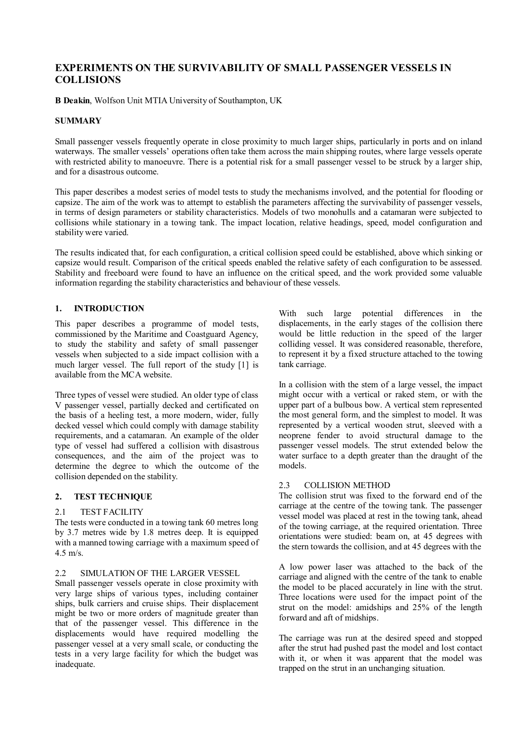# EXPERIMENTS ON THE SURVIVABILITY OF SMALL PASSENGER VESSELS IN COLLISIONS

**B Deakin**, Wolfson Unit MTIA University of Southampton, UK

## SUMMARY

Small passenger vessels frequently operate in close proximity to much larger ships, particularly in ports and on inland waterways. The smaller vessels' operations often take them across the main shipping routes, where large vessels operate with restricted ability to manoeuvre. There is a potential risk for a small passenger vessel to be struck by a larger ship, and for a disastrous outcome.

This paper describes a modest series of model tests to study the mechanisms involved, and the potential for flooding or capsize. The aim of the work was to attempt to establish the parameters affecting the survivability of passenger vessels, in terms of design parameters or stability characteristics. Models of two monohulls and a catamaran were subjected to collisions while stationary in a towing tank. The impact location, relative headings, speed, model configuration and stability were varied.

The results indicated that, for each configuration, a critical collision speed could be established, above which sinking or capsize would result. Comparison of the critical speeds enabled the relative safety of each configuration to be assessed. Stability and freeboard were found to have an influence on the critical speed, and the work provided some valuable information regarding the stability characteristics and behaviour of these vessels.

## 1. INTRODUCTION

This paper describes a programme of model tests, commissioned by the Maritime and Coastguard Agency, to study the stability and safety of small passenger vessels when subjected to a side impact collision with a much larger vessel. The full report of the study [1] is available from the MCA website.

Three types of vessel were studied. An older type of class V passenger vessel, partially decked and certificated on the basis of a heeling test, a more modern, wider, fully decked vessel which could comply with damage stability requirements, and a catamaran. An example of the older type of vessel had suffered a collision with disastrous consequences, and the aim of the project was to determine the degree to which the outcome of the collision depended on the stability.

## 2. TEST TECHNIQUE

### 2.1 TEST FACILITY

The tests were conducted in a towing tank 60 metres long by 3.7 metres wide by 1.8 metres deep. It is equipped with a manned towing carriage with a maximum speed of 4.5 m/s.

### 2.2 SIMULATION OF THE LARGER VESSEL

Small passenger vessels operate in close proximity with very large ships of various types, including container ships, bulk carriers and cruise ships. Their displacement might be two or more orders of magnitude greater than that of the passenger vessel. This difference in the displacements would have required modelling the passenger vessel at a very small scale, or conducting the tests in a very large facility for which the budget was inadequate.

With such large potential differences in the displacements, in the early stages of the collision there would be little reduction in the speed of the larger colliding vessel. It was considered reasonable, therefore, to represent it by a fixed structure attached to the towing tank carriage.

In a collision with the stem of a large vessel, the impact might occur with a vertical or raked stem, or with the upper part of a bulbous bow. A vertical stem represented the most general form, and the simplest to model. It was represented by a vertical wooden strut, sleeved with a neoprene fender to avoid structural damage to the passenger vessel models. The strut extended below the water surface to a depth greater than the draught of the models.

### 2.3 COLLISION METHOD

The collision strut was fixed to the forward end of the carriage at the centre of the towing tank. The passenger vessel model was placed at rest in the towing tank, ahead of the towing carriage, at the required orientation. Three orientations were studied: beam on, at 45 degrees with the stern towards the collision, and at 45 degrees with the

A low power laser was attached to the back of the carriage and aligned with the centre of the tank to enable the model to be placed accurately in line with the strut. Three locations were used for the impact point of the strut on the model: amidships and 25% of the length forward and aft of midships.

The carriage was run at the desired speed and stopped after the strut had pushed past the model and lost contact with it, or when it was apparent that the model was trapped on the strut in an unchanging situation.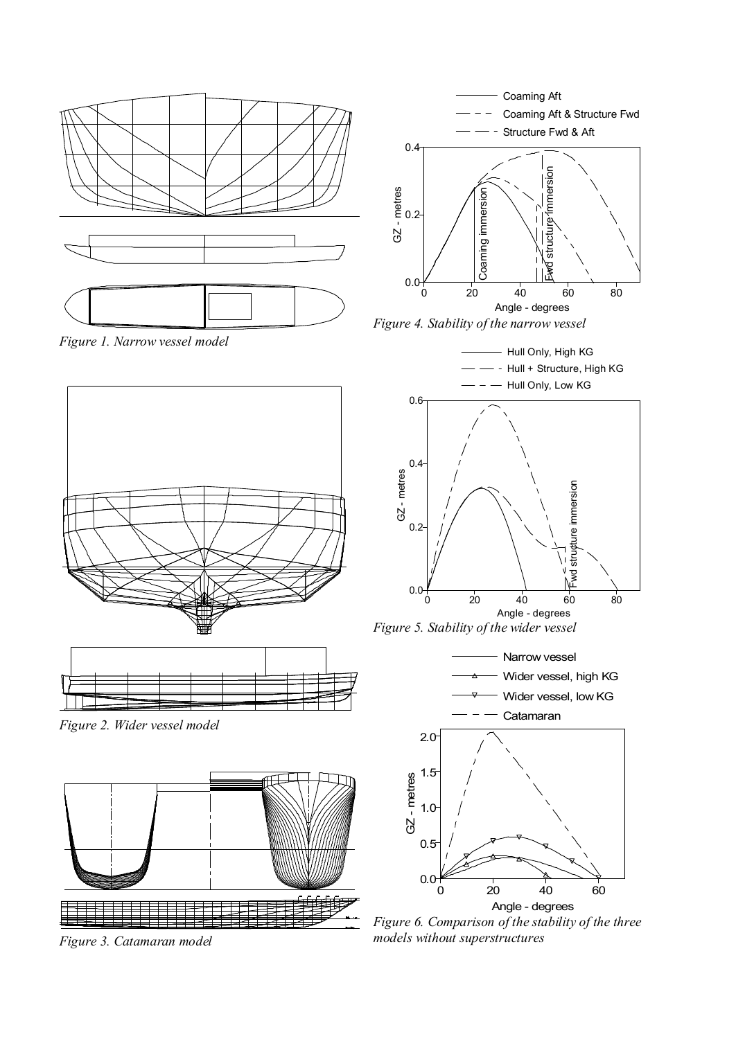*Figure 1. Narrow vessel model*

*Figure 2. Wider vessel model*

*Figure 3. Catamaran model*

*Figure 4. Stability of the narrow vessel*

*Figure 5. Stability of the wider vessel*

*Figure 6. Comparison of the stability of the three models without superstructures*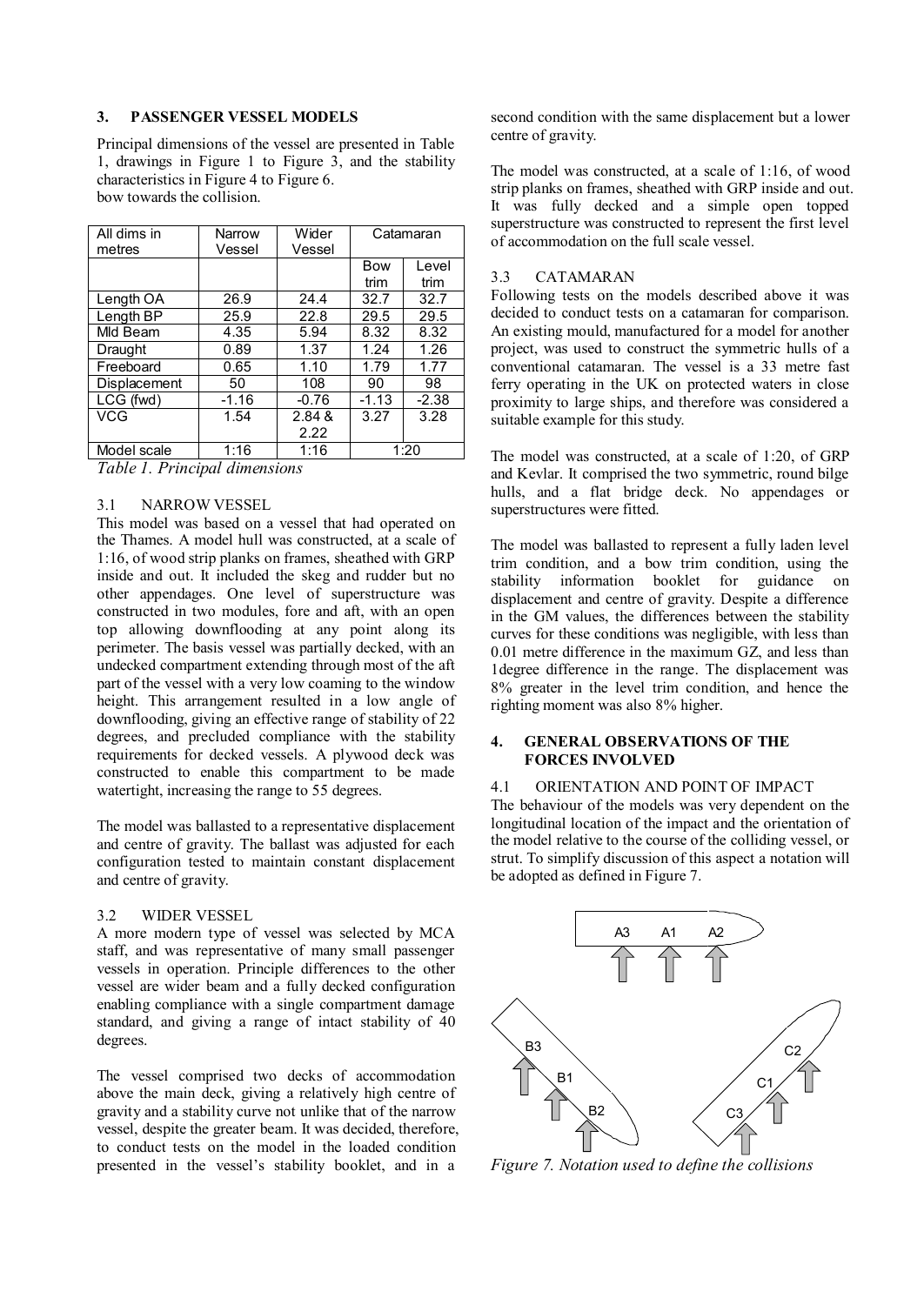## 3. PASSENGER VESSEL MODELS

Principal dimensions of the vessel are presented in Table 1, drawings in Figure 1 to Figure 3, and the stability characteristics in Figure 4 to Figure 6.
bow towards the collision.

| All dims in metres | Narrow Vessel | Wider Vessel | Catamaran | |
|---|---|---|---|---|
| | | | Bow trim | Level trim |
| Length OA | 26.9 | 24.4 | 32.7 | 32.7 |
| Length BP | 25.9 | 22.8 | 29.5 | 29.5 |
| Mld Beam | 4.35 | 5.94 | 8.32 | 8.32 |
| Draught | 0.89 | 1.37 | 1.24 | 1.26 |
| Freeboard | 0.65 | 1.10 | 1.79 | 1.77 |
| Displacement | 50 | 108 | 90 | 98 |
| LCG (fwd) | -1.16 | -0.76 | -1.13 | -2.38 |
| VCG | 1.54 | 2.84 & 2.22 | 3.27 | 3.28 |
| Model scale | 1:16 | 1:16 | 1:20 | |

*Table 1. Principal dimensions*

### 3.1 NARROW VESSEL

This model was based on a vessel that had operated on the Thames. A model hull was constructed, at a scale of 1:16, of wood strip planks on frames, sheathed with GRP inside and out. It included the skeg and rudder but no other appendages. One level of superstructure was constructed in two modules, fore and aft, with an open top allowing downflooding at any point along its perimeter. The basis vessel was partially decked, with an undecked compartment extending through most of the aft part of the vessel with a very low coaming to the window height. This arrangement resulted in a low angle of downflooding, giving an effective range of stability of 22 degrees, and precluded compliance with the stability requirements for decked vessels. A plywood deck was constructed to enable this compartment to be made watertight, increasing the range to 55 degrees.

The model was ballasted to a representative displacement and centre of gravity. The ballast was adjusted for each configuration tested to maintain constant displacement and centre of gravity.

### 3.2 WIDER VESSEL

A more modern type of vessel was selected by MCA staff, and was representative of many small passenger vessels in operation. Principle differences to the other vessel are wider beam and a fully decked configuration enabling compliance with a single compartment damage standard, and giving a range of intact stability of 40 degrees.

The vessel comprised two decks of accommodation above the main deck, giving a relatively high centre of gravity and a stability curve not unlike that of the narrow vessel, despite the greater beam. It was decided, therefore, to conduct tests on the model in the loaded condition presented in the vessel's stability booklet, and in a second condition with the same displacement but a lower centre of gravity.

The model was constructed, at a scale of 1:16, of wood strip planks on frames, sheathed with GRP inside and out. It was fully decked and a simple open topped superstructure was constructed to represent the first level of accommodation on the full scale vessel.

### 3.3 CATAMARAN

Following tests on the models described above it was decided to conduct tests on a catamaran for comparison. An existing mould, manufactured for a model for another project, was used to construct the symmetric hulls of a conventional catamaran. The vessel is a 33 metre fast ferry operating in the UK on protected waters in close proximity to large ships, and therefore was considered a suitable example for this study.

The model was constructed, at a scale of 1:20, of GRP and Kevlar. It comprised the two symmetric, round bilge hulls, and a flat bridge deck. No appendages or superstructures were fitted.

The model was ballasted to represent a fully laden level trim condition, and a bow trim condition, using the stability information booklet for guidance on displacement and centre of gravity. Despite a difference in the GM values, the differences between the stability curves for these conditions was negligible, with less than 0.01 metre difference in the maximum GZ, and less than 1degree difference in the range. The displacement was 8% greater in the level trim condition, and hence the righting moment was also 8% higher.

## 4. GENERAL OBSERVATIONS OF THE FORCES INVOLVED

### 4.1 ORIENTATION AND POINT OF IMPACT

The behaviour of the models was very dependent on the longitudinal location of the impact and the orientation of the model relative to the course of the colliding vessel, or strut. To simplify discussion of this aspect a notation will be adopted as defined in Figure 7.

*Figure 7. Notation used to define the collisions*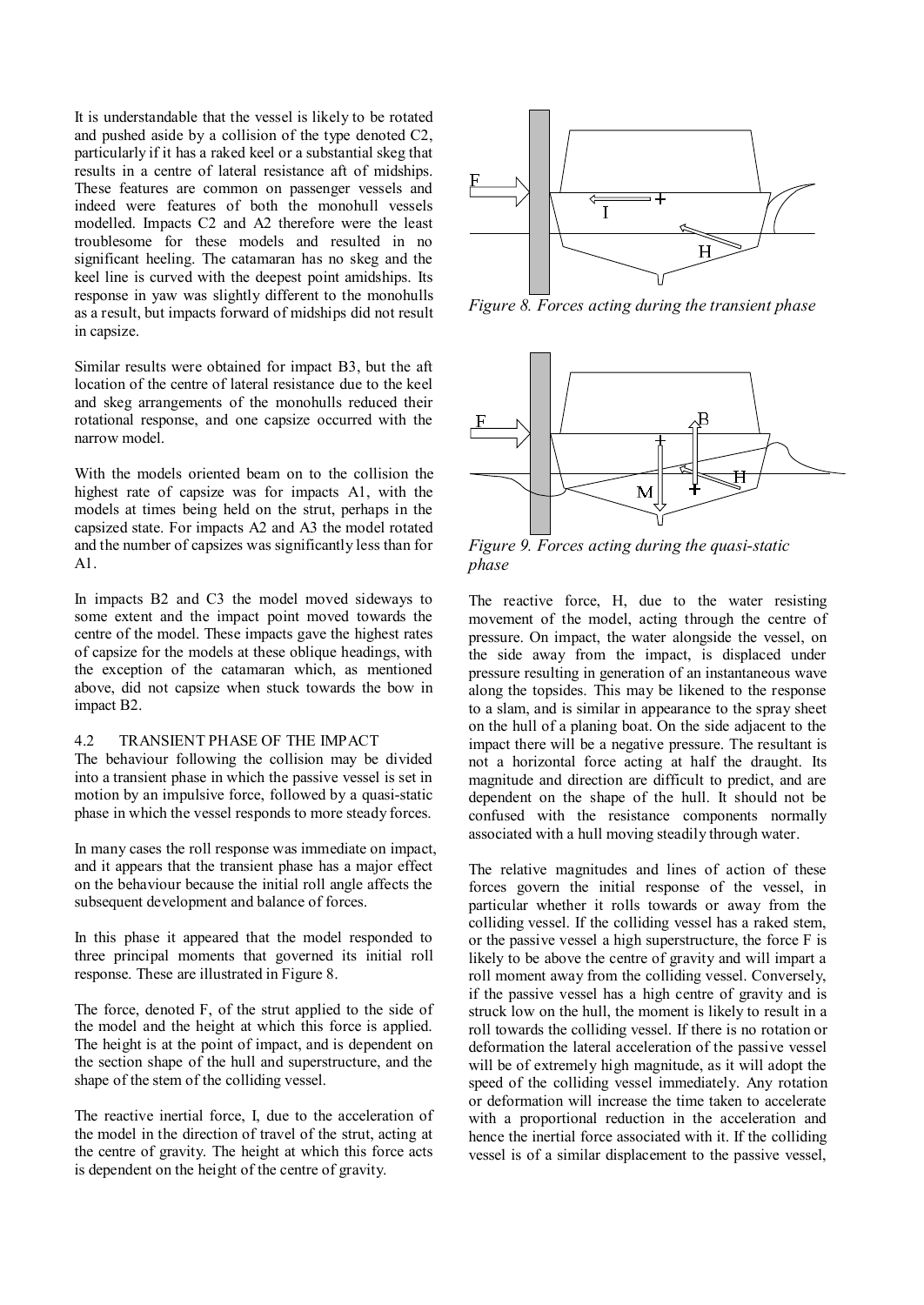It is understandable that the vessel is likely to be rotated and pushed aside by a collision of the type denoted C2, particularly if it has a raked keel or a substantial skeg that results in a centre of lateral resistance aft of midships. These features are common on passenger vessels and indeed were features of both the monohull vessels modelled. Impacts C2 and A2 therefore were the least troublesome for these models and resulted in no significant heeling. The catamaran has no skeg and the keel line is curved with the deepest point amidships. Its response in yaw was slightly different to the monohulls as a result, but impacts forward of midships did not result in capsize.

Similar results were obtained for impact B3, but the aft location of the centre of lateral resistance due to the keel and skeg arrangements of the monohulls reduced their rotational response, and one capsize occurred with the narrow model.

With the models oriented beam on to the collision the highest rate of capsize was for impacts A1, with the models at times being held on the strut, perhaps in the capsized state. For impacts A2 and A3 the model rotated and the number of capsizes was significantly less than for A1.

In impacts B2 and C3 the model moved sideways to some extent and the impact point moved towards the centre of the model. These impacts gave the highest rates of capsize for the models at these oblique headings, with the exception of the catamaran which, as mentioned above, did not capsize when stuck towards the bow in impact B2.

### 4.2 TRANSIENT PHASE OF THE IMPACT

The behaviour following the collision may be divided into a transient phase in which the passive vessel is set in motion by an impulsive force, followed by a quasi-static phase in which the vessel responds to more steady forces.

In many cases the roll response was immediate on impact, and it appears that the transient phase has a major effect on the behaviour because the initial roll angle affects the subsequent development and balance of forces.

In this phase it appeared that the model responded to three principal moments that governed its initial roll response. These are illustrated in Figure 8.

The force, denoted F, of the strut applied to the side of the model and the height at which this force is applied. The height is at the point of impact, and is dependent on the section shape of the hull and superstructure, and the shape of the stem of the colliding vessel.

The reactive inertial force, I, due to the acceleration of the model in the direction of travel of the strut, acting at the centre of gravity. The height at which this force acts is dependent on the height of the centre of gravity.

*Figure 8. Forces acting during the transient phase*

*Figure 9. Forces acting during the quasi-static phase*

The reactive force, H, due to the water resisting movement of the model, acting through the centre of pressure. On impact, the water alongside the vessel, on the side away from the impact, is displaced under pressure resulting in generation of an instantaneous wave along the topsides. This may be likened to the response to a slam, and is similar in appearance to the spray sheet on the hull of a planing boat. On the side adjacent to the impact there will be a negative pressure. The resultant is not a horizontal force acting at half the draught. Its magnitude and direction are difficult to predict, and are dependent on the shape of the hull. It should not be confused with the resistance components normally associated with a hull moving steadily through water.

The relative magnitudes and lines of action of these forces govern the initial response of the vessel, in particular whether it rolls towards or away from the colliding vessel. If the colliding vessel has a raked stem, or the passive vessel a high superstructure, the force F is likely to be above the centre of gravity and will impart a roll moment away from the colliding vessel. Conversely, if the passive vessel has a high centre of gravity and is struck low on the hull, the moment is likely to result in a roll towards the colliding vessel. If there is no rotation or deformation the lateral acceleration of the passive vessel will be of extremely high magnitude, as it will adopt the speed of the colliding vessel immediately. Any rotation or deformation will increase the time taken to accelerate with a proportional reduction in the acceleration and hence the inertial force associated with it. If the colliding vessel is of a similar displacement to the passive vessel,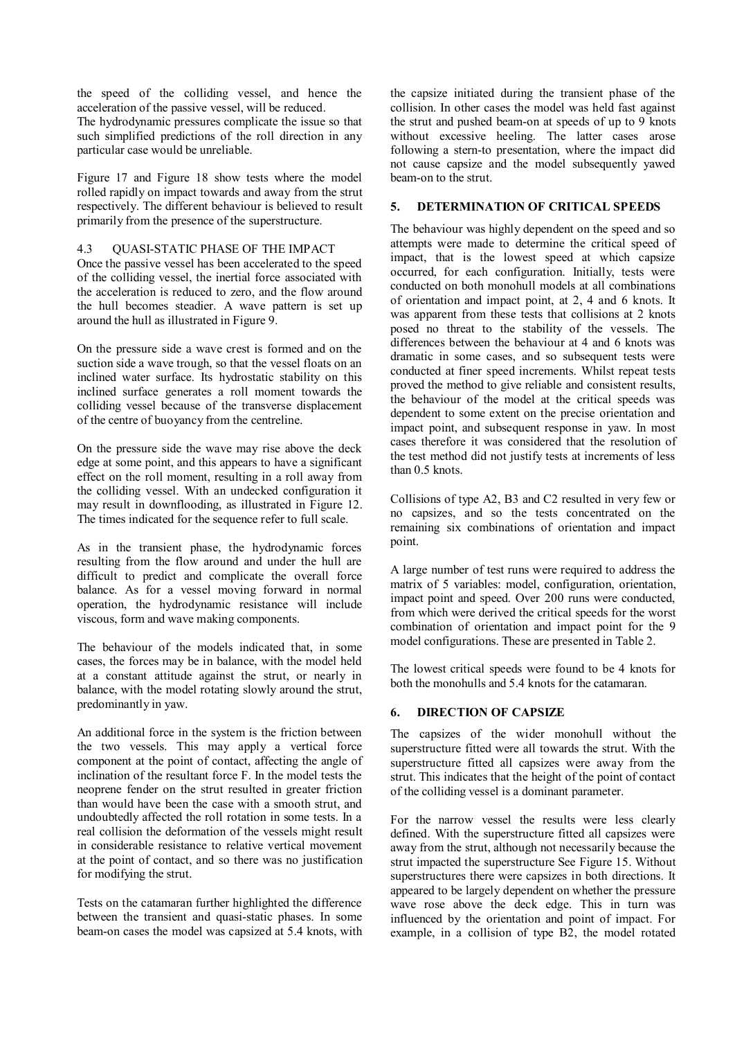the speed of the colliding vessel, and hence the acceleration of the passive vessel, will be reduced.
The hydrodynamic pressures complicate the issue so that such simplified predictions of the roll direction in any particular case would be unreliable.

Figure 17 and Figure 18 show tests where the model rolled rapidly on impact towards and away from the strut respectively. The different behaviour is believed to result primarily from the presence of the superstructure.

### 4.3 QUASI-STATIC PHASE OF THE IMPACT

Once the passive vessel has been accelerated to the speed of the colliding vessel, the inertial force associated with the acceleration is reduced to zero, and the flow around the hull becomes steadier. A wave pattern is set up around the hull as illustrated in Figure 9.

On the pressure side a wave crest is formed and on the suction side a wave trough, so that the vessel floats on an inclined water surface. Its hydrostatic stability on this inclined surface generates a roll moment towards the colliding vessel because of the transverse displacement of the centre of buoyancy from the centreline.

On the pressure side the wave may rise above the deck edge at some point, and this appears to have a significant effect on the roll moment, resulting in a roll away from the colliding vessel. With an undecked configuration it may result in downflooding, as illustrated in Figure 12. The times indicated for the sequence refer to full scale.

As in the transient phase, the hydrodynamic forces resulting from the flow around and under the hull are difficult to predict and complicate the overall force balance. As for a vessel moving forward in normal operation, the hydrodynamic resistance will include viscous, form and wave making components.

The behaviour of the models indicated that, in some cases, the forces may be in balance, with the model held at a constant attitude against the strut, or nearly in balance, with the model rotating slowly around the strut, predominantly in yaw.

An additional force in the system is the friction between the two vessels. This may apply a vertical force component at the point of contact, affecting the angle of inclination of the resultant force F. In the model tests the neoprene fender on the strut resulted in greater friction than would have been the case with a smooth strut, and undoubtedly affected the roll rotation in some tests. In a real collision the deformation of the vessels might result in considerable resistance to relative vertical movement at the point of contact, and so there was no justification for modifying the strut.

Tests on the catamaran further highlighted the difference between the transient and quasi-static phases. In some beam-on cases the model was capsized at 5.4 knots, with the capsize initiated during the transient phase of the collision. In other cases the model was held fast against the strut and pushed beam-on at speeds of up to 9 knots without excessive heeling. The latter cases arose following a stern-to presentation, where the impact did not cause capsize and the model subsequently yawed beam-on to the strut.

## 5. DETERMINATION OF CRITICAL SPEEDS

The behaviour was highly dependent on the speed and so attempts were made to determine the critical speed of impact, that is the lowest speed at which capsize occurred, for each configuration. Initially, tests were conducted on both monohull models at all combinations of orientation and impact point, at 2, 4 and 6 knots. It was apparent from these tests that collisions at 2 knots posed no threat to the stability of the vessels. The differences between the behaviour at 4 and 6 knots was dramatic in some cases, and so subsequent tests were conducted at finer speed increments. Whilst repeat tests proved the method to give reliable and consistent results, the behaviour of the model at the critical speeds was dependent to some extent on the precise orientation and impact point, and subsequent response in yaw. In most cases therefore it was considered that the resolution of the test method did not justify tests at increments of less than 0.5 knots.

Collisions of type A2, B3 and C2 resulted in very few or no capsizes, and so the tests concentrated on the remaining six combinations of orientation and impact point.

A large number of test runs were required to address the matrix of 5 variables: model, configuration, orientation, impact point and speed. Over 200 runs were conducted, from which were derived the critical speeds for the worst combination of orientation and impact point for the 9 model configurations. These are presented in Table 2.

The lowest critical speeds were found to be 4 knots for both the monohulls and 5.4 knots for the catamaran.

## 6. DIRECTION OF CAPSIZE

The capsizes of the wider monohull without the superstructure fitted were all towards the strut. With the superstructure fitted all capsizes were away from the strut. This indicates that the height of the point of contact of the colliding vessel is a dominant parameter.

For the narrow vessel the results were less clearly defined. With the superstructure fitted all capsizes were away from the strut, although not necessarily because the strut impacted the superstructure See Figure 15. Without superstructures there were capsizes in both directions. It appeared to be largely dependent on whether the pressure wave rose above the deck edge. This in turn was influenced by the orientation and point of impact. For example, in a collision of type B2, the model rotated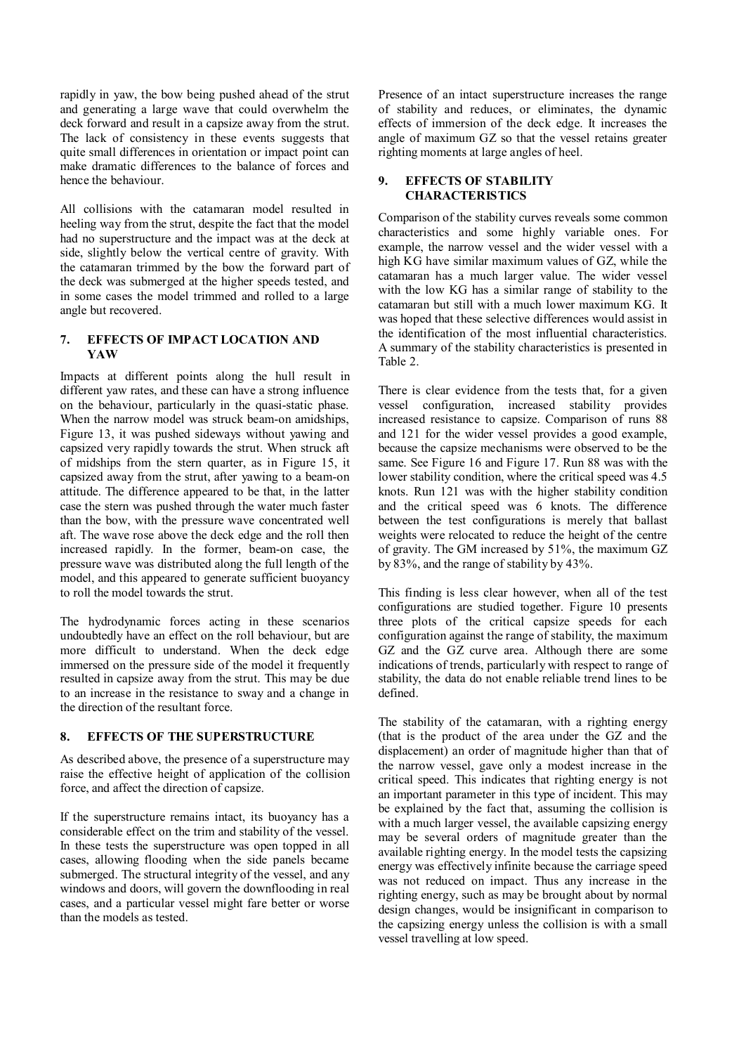rapidly in yaw, the bow being pushed ahead of the strut and generating a large wave that could overwhelm the deck forward and result in a capsize away from the strut. The lack of consistency in these events suggests that quite small differences in orientation or impact point can make dramatic differences to the balance of forces and hence the behaviour.

All collisions with the catamaran model resulted in heeling way from the strut, despite the fact that the model had no superstructure and the impact was at the deck at side, slightly below the vertical centre of gravity. With the catamaran trimmed by the bow the forward part of the deck was submerged at the higher speeds tested, and in some cases the model trimmed and rolled to a large angle but recovered.

## 7. EFFECTS OF IMPACT LOCATION AND YAW

Impacts at different points along the hull result in different yaw rates, and these can have a strong influence on the behaviour, particularly in the quasi-static phase. When the narrow model was struck beam-on amidships, Figure 13, it was pushed sideways without yawing and capsized very rapidly towards the strut. When struck aft of midships from the stern quarter, as in Figure 15, it capsized away from the strut, after yawing to a beam-on attitude. The difference appeared to be that, in the latter case the stern was pushed through the water much faster than the bow, with the pressure wave concentrated well aft. The wave rose above the deck edge and the roll then increased rapidly. In the former, beam-on case, the pressure wave was distributed along the full length of the model, and this appeared to generate sufficient buoyancy to roll the model towards the strut.

The hydrodynamic forces acting in these scenarios undoubtedly have an effect on the roll behaviour, but are more difficult to understand. When the deck edge immersed on the pressure side of the model it frequently resulted in capsize away from the strut. This may be due to an increase in the resistance to sway and a change in the direction of the resultant force.

## 8. EFFECTS OF THE SUPERSTRUCTURE

As described above, the presence of a superstructure may raise the effective height of application of the collision force, and affect the direction of capsize.

If the superstructure remains intact, its buoyancy has a considerable effect on the trim and stability of the vessel. In these tests the superstructure was open topped in all cases, allowing flooding when the side panels became submerged. The structural integrity of the vessel, and any windows and doors, will govern the downflooding in real cases, and a particular vessel might fare better or worse than the models as tested.

Presence of an intact superstructure increases the range of stability and reduces, or eliminates, the dynamic effects of immersion of the deck edge. It increases the angle of maximum GZ so that the vessel retains greater righting moments at large angles of heel.

## 9. EFFECTS OF STABILITY CHARACTERISTICS

Comparison of the stability curves reveals some common characteristics and some highly variable ones. For example, the narrow vessel and the wider vessel with a high KG have similar maximum values of GZ, while the catamaran has a much larger value. The wider vessel with the low KG has a similar range of stability to the catamaran but still with a much lower maximum KG. It was hoped that these selective differences would assist in the identification of the most influential characteristics. A summary of the stability characteristics is presented in Table 2.

There is clear evidence from the tests that, for a given vessel configuration, increased stability provides increased resistance to capsize. Comparison of runs 88 and 121 for the wider vessel provides a good example, because the capsize mechanisms were observed to be the same. See Figure 16 and Figure 17. Run 88 was with the lower stability condition, where the critical speed was 4.5 knots. Run 121 was with the higher stability condition and the critical speed was 6 knots. The difference between the test configurations is merely that ballast weights were relocated to reduce the height of the centre of gravity. The GM increased by 51%, the maximum GZ by 83%, and the range of stability by 43%.

This finding is less clear however, when all of the test configurations are studied together. Figure 10 presents three plots of the critical capsize speeds for each configuration against the range of stability, the maximum GZ and the GZ curve area. Although there are some indications of trends, particularly with respect to range of stability, the data do not enable reliable trend lines to be defined.

The stability of the catamaran, with a righting energy (that is the product of the area under the GZ and the displacement) an order of magnitude higher than that of the narrow vessel, gave only a modest increase in the critical speed. This indicates that righting energy is not an important parameter in this type of incident. This may be explained by the fact that, assuming the collision is with a much larger vessel, the available capsizing energy may be several orders of magnitude greater than the available righting energy. In the model tests the capsizing energy was effectively infinite because the carriage speed was not reduced on impact. Thus any increase in the righting energy, such as may be brought about by normal design changes, would be insignificant in comparison to the capsizing energy unless the collision is with a small vessel travelling at low speed.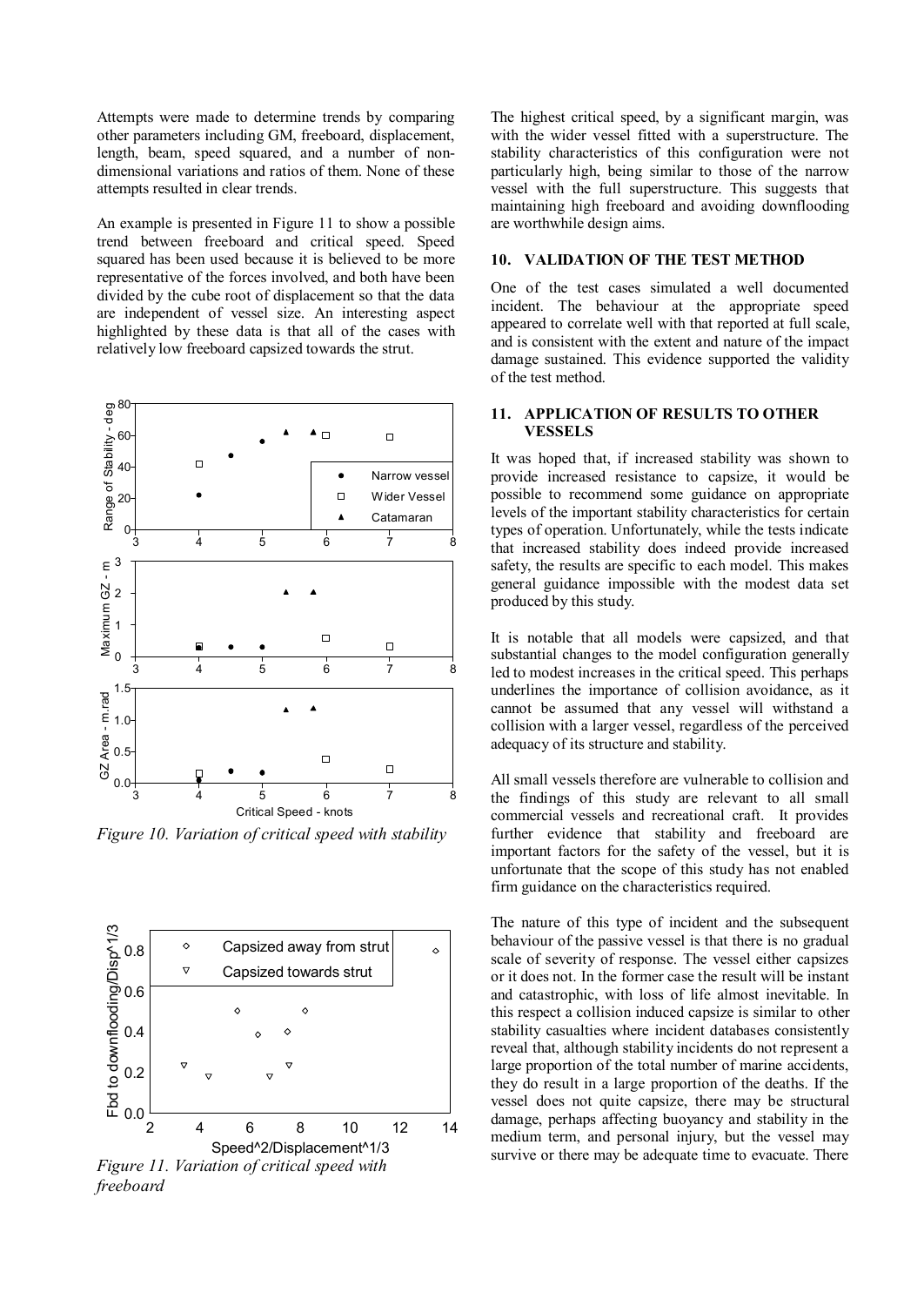Attempts were made to determine trends by comparing other parameters including GM, freeboard, displacement, length, beam, speed squared, and a number of non-dimensional variations and ratios of them. None of these attempts resulted in clear trends.

An example is presented in Figure 11 to show a possible trend between freeboard and critical speed. Speed squared has been used because it is believed to be more representative of the forces involved, and both have been divided by the cube root of displacement so that the data are independent of vessel size. An interesting aspect highlighted by these data is that all of the cases with relatively low freeboard capsized towards the strut.

*Figure 10. Variation of critical speed with stability*

*Figure 11. Variation of critical speed with freeboard*

The highest critical speed, by a significant margin, was with the wider vessel fitted with a superstructure. The stability characteristics of this configuration were not particularly high, being similar to those of the narrow vessel with the full superstructure. This suggests that maintaining high freeboard and avoiding downflooding are worthwhile design aims.

## 10. VALIDATION OF THE TEST METHOD

One of the test cases simulated a well documented incident. The behaviour at the appropriate speed appeared to correlate well with that reported at full scale, and is consistent with the extent and nature of the impact damage sustained. This evidence supported the validity of the test method.

## 11. APPLICATION OF RESULTS TO OTHER VESSELS

It was hoped that, if increased stability was shown to provide increased resistance to capsize, it would be possible to recommend some guidance on appropriate levels of the important stability characteristics for certain types of operation. Unfortunately, while the tests indicate that increased stability does indeed provide increased safety, the results are specific to each model. This makes general guidance impossible with the modest data set produced by this study.

It is notable that all models were capsized, and that substantial changes to the model configuration generally led to modest increases in the critical speed. This perhaps underlines the importance of collision avoidance, as it cannot be assumed that any vessel will withstand a collision with a larger vessel, regardless of the perceived adequacy of its structure and stability.

All small vessels therefore are vulnerable to collision and the findings of this study are relevant to all small commercial vessels and recreational craft. It provides further evidence that stability and freeboard are important factors for the safety of the vessel, but it is unfortunate that the scope of this study has not enabled firm guidance on the characteristics required.

The nature of this type of incident and the subsequent behaviour of the passive vessel is that there is no gradual scale of severity of response. The vessel either capsizes or it does not. In the former case the result will be instant and catastrophic, with loss of life almost inevitable. In this respect a collision induced capsize is similar to other stability casualties where incident databases consistently reveal that, although stability incidents do not represent a large proportion of the total number of marine accidents, they do result in a large proportion of the deaths. If the vessel does not quite capsize, there may be structural damage, perhaps affecting buoyancy and stability in the medium term, and personal injury, but the vessel may survive or there may be adequate time to evacuate. There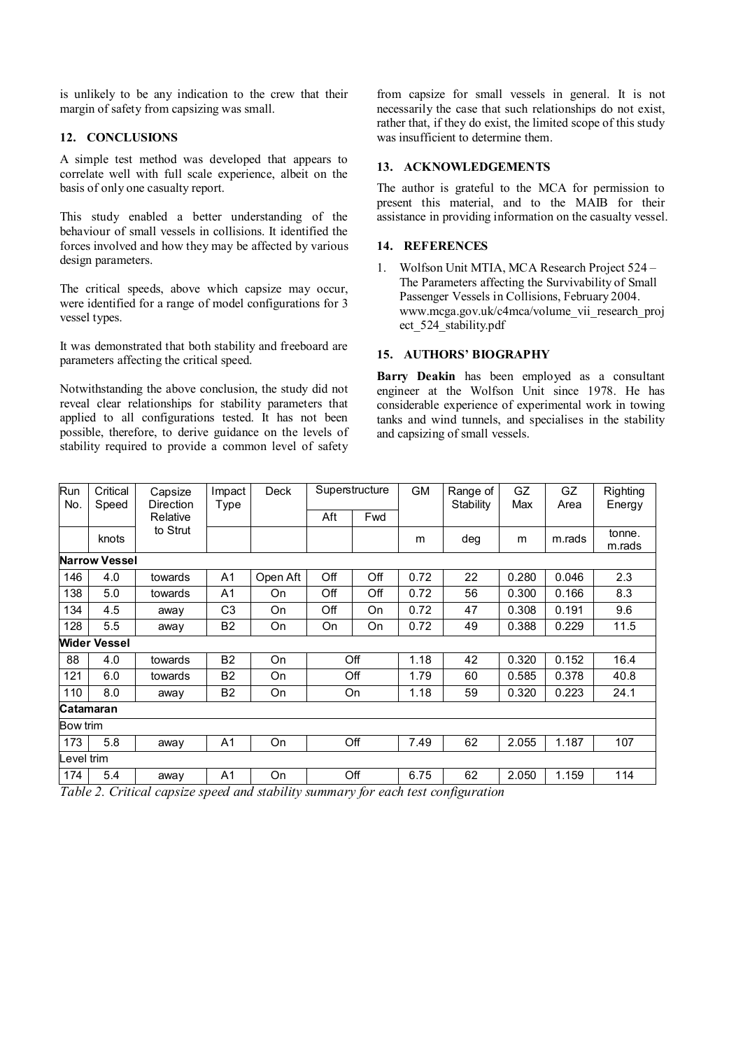is unlikely to be any indication to the crew that their margin of safety from capsizing was small.

## 12. CONCLUSIONS

A simple test method was developed that appears to correlate well with full scale experience, albeit on the basis of only one casualty report.

This study enabled a better understanding of the behaviour of small vessels in collisions. It identified the forces involved and how they may be affected by various design parameters.

The critical speeds, above which capsize may occur, were identified for a range of model configurations for 3 vessel types.

It was demonstrated that both stability and freeboard are parameters affecting the critical speed.

Notwithstanding the above conclusion, the study did not reveal clear relationships for stability parameters that applied to all configurations tested. It has not been possible, therefore, to derive guidance on the levels of stability required to provide a common level of safety from capsize for small vessels in general. It is not necessarily the case that such relationships do not exist, rather that, if they do exist, the limited scope of this study was insufficient to determine them.

## 13. ACKNOWLEDGEMENTS

The author is grateful to the MCA for permission to present this material, and to the MAIB for their assistance in providing information on the casualty vessel.

## 14. REFERENCES

1. Wolfson Unit MTIA, MCA Research Project 524 – The Parameters affecting the Survivability of Small Passenger Vessels in Collisions, February 2004. www.mcga.gov.uk/c4mca/volume_vii_research_project_524_stability.pdf

## 15. AUTHORS' BIOGRAPHY

**Barry Deakin** has been employed as a consultant engineer at the Wolfson Unit since 1978. He has considerable experience of experimental work in towing tanks and wind tunnels, and specialises in the stability and capsizing of small vessels.

| Run No. | Critical Speed | Capsize Direction Relative to Strut | Impact Type | Deck | Superstructure | | GM | Range of Stability | GZ Max | GZ Area | Righting Energy |
|---|---|---|---|---|---|---|---|---|---|---|---|
| | | | | | Aft | Fwd | | | | | |
| | knots | | | | | | m | deg | m | m.rads | tonne. m.rads |
| **Narrow Vessel** | | | | | | | | | | | |
| 146 | 4.0 | towards | A1 | Open Aft | Off | Off | 0.72 | 22 | 0.280 | 0.046 | 2.3 |
| 138 | 5.0 | towards | A1 | On | Off | Off | 0.72 | 56 | 0.300 | 0.166 | 8.3 |
| 134 | 4.5 | away | C3 | On | Off | On | 0.72 | 47 | 0.308 | 0.191 | 9.6 |
| 128 | 5.5 | away | B2 | On | On | On | 0.72 | 49 | 0.388 | 0.229 | 11.5 |
| **Wider Vessel** | | | | | | | | | | | |
| 88 | 4.0 | towards | B2 | On | Off | | 1.18 | 42 | 0.320 | 0.152 | 16.4 |
| 121 | 6.0 | towards | B2 | On | Off | | 1.79 | 60 | 0.585 | 0.378 | 40.8 |
| 110 | 8.0 | away | B2 | On | On | | 1.18 | 59 | 0.320 | 0.223 | 24.1 |
| **Catamaran** | | | | | | | | | | | |
| Bow trim | | | | | | | | | | | |
| 173 | 5.8 | away | A1 | On | Off | | 7.49 | 62 | 2.055 | 1.187 | 107 |
| Level trim | | | | | | | | | | | |
| 174 | 5.4 | away | A1 | On | Off | | 6.75 | 62 | 2.050 | 1.159 | 114 |

*Table 2. Critical capsize speed and stability summary for each test configuration*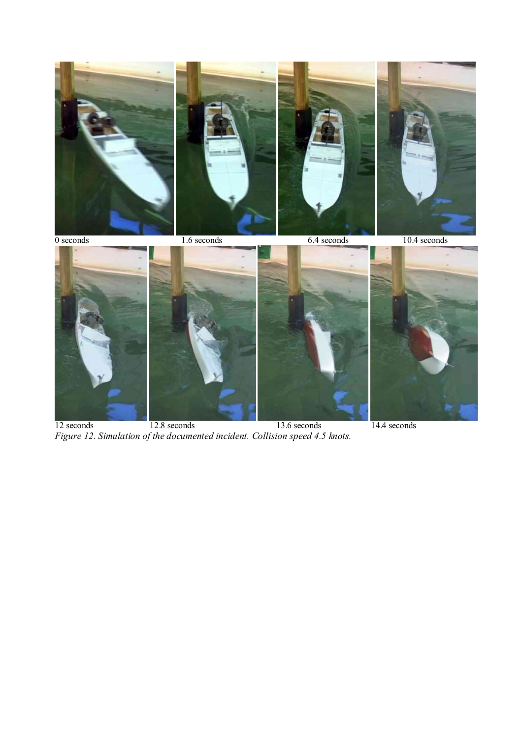0 seconds 1.6 seconds 6.4 seconds 10.4 seconds

12 seconds 12.8 seconds 13.6 seconds 14.4 seconds

*Figure 12. Simulation of the documented incident. Collision speed 4.5 knots.*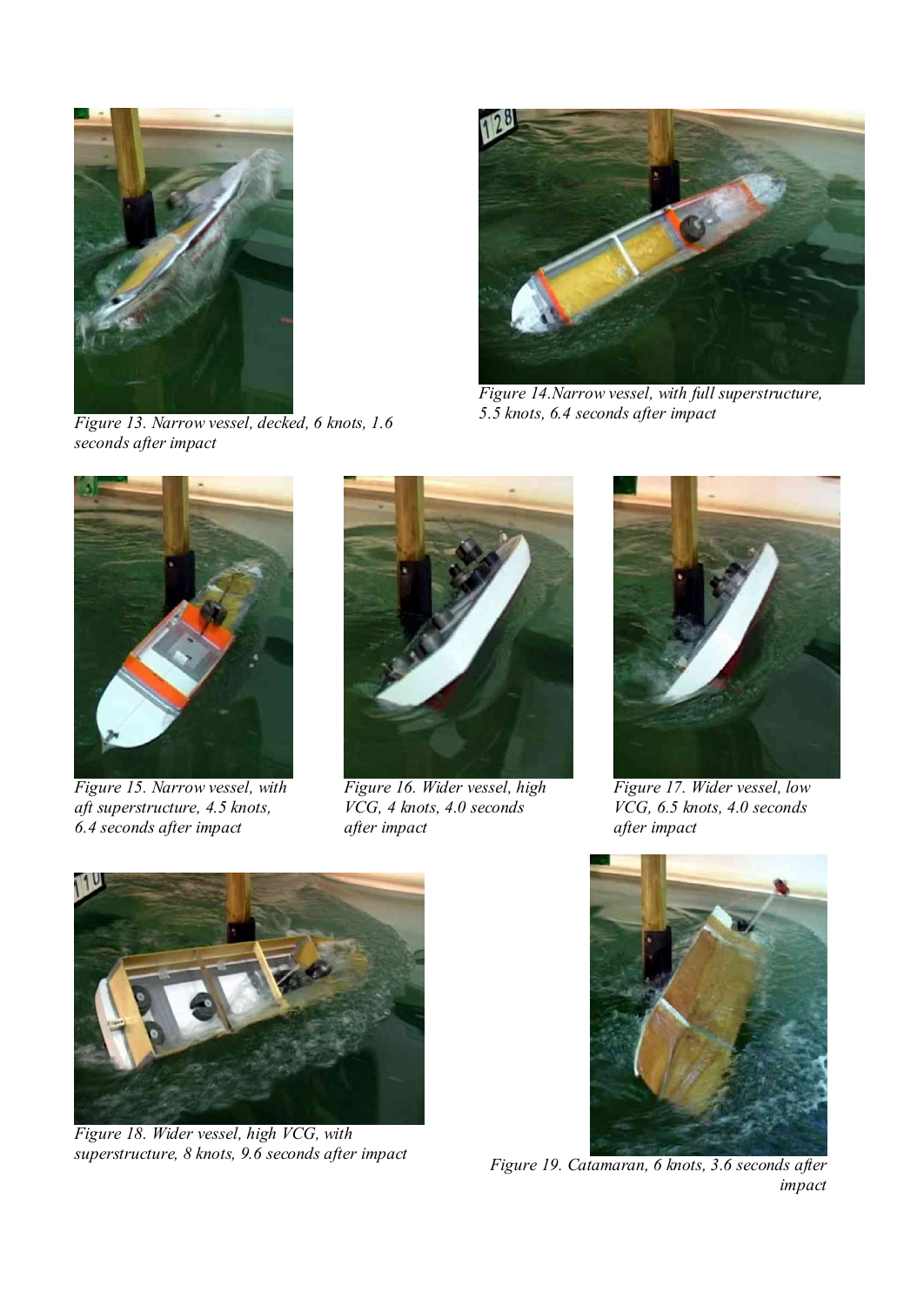Figure 13. Narrow vessel, decked, 6 knots, 1.6 seconds after impact

Figure 14.Narrow vessel, with full superstructure, 5.5 knots, 6.4 seconds after impact

Figure 15. Narrow vessel, with aft superstructure, 4.5 knots, 6.4 seconds after impact

Figure 16. Wider vessel, high VCG, 4 knots, 4.0 seconds after impact

Figure 17. Wider vessel, low VCG, 6.5 knots, 4.0 seconds after impact

Figure 18. Wider vessel, high VCG, with superstructure, 8 knots, 9.6 seconds after impact

Figure 19. Catamaran, 6 knots, 3.6 seconds after impact